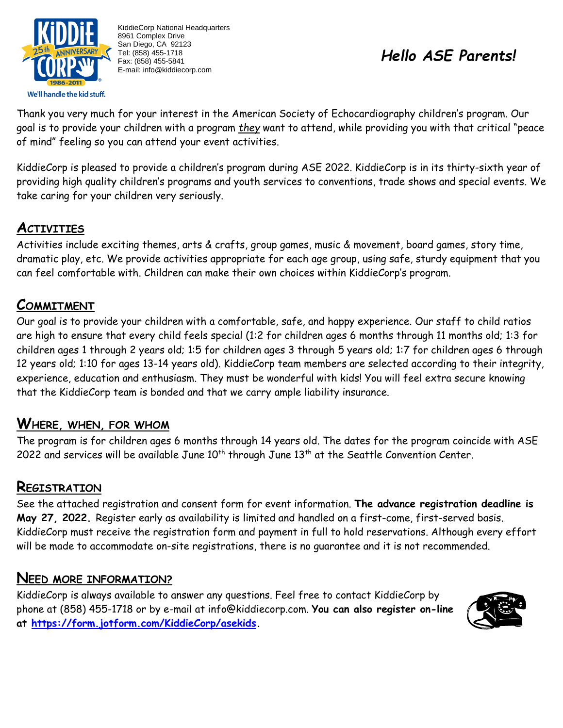KiddieCorp National Headquarters
8961 Complex Drive
San Diego, CA 92123
Tel: (858) 455-1718
Fax: (858) 455-5841
E-mail: info@kiddiecorp.com

We'll handle the kid stuff.

# *Hello ASE Parents!*

Thank you very much for your interest in the American Society of Echocardiography children's program. Our goal is to provide your children with a program ***they*** want to attend, while providing you with that critical "peace of mind" feeling so you can attend your event activities.

KiddieCorp is pleased to provide a children's program during ASE 2022. KiddieCorp is in its thirty-sixth year of providing high quality children's programs and youth services to conventions, trade shows and special events. We take caring for your children very seriously.

## ACTIVITIES

Activities include exciting themes, arts & crafts, group games, music & movement, board games, story time, dramatic play, etc. We provide activities appropriate for each age group, using safe, sturdy equipment that you can feel comfortable with. Children can make their own choices within KiddieCorp's program.

## COMMITMENT

Our goal is to provide your children with a comfortable, safe, and happy experience. Our staff to child ratios are high to ensure that every child feels special (1:2 for children ages 6 months through 11 months old; 1:3 for children ages 1 through 2 years old; 1:5 for children ages 3 through 5 years old; 1:7 for children ages 6 through 12 years old; 1:10 for ages 13-14 years old). KiddieCorp team members are selected according to their integrity, experience, education and enthusiasm. They must be wonderful with kids! You will feel extra secure knowing that the KiddieCorp team is bonded and that we carry ample liability insurance.

## WHERE, WHEN, FOR WHOM

The program is for children ages 6 months through 14 years old. The dates for the program coincide with ASE 2022 and services will be available June 10th through June 13th at the Seattle Convention Center.

## REGISTRATION

See the attached registration and consent form for event information. **The advance registration deadline is May 27, 2022.** Register early as availability is limited and handled on a first-come, first-served basis. KiddieCorp must receive the registration form and payment in full to hold reservations. Although every effort will be made to accommodate on-site registrations, there is no guarantee and it is not recommended.

## NEED MORE INFORMATION?

KiddieCorp is always available to answer any questions. Feel free to contact KiddieCorp by phone at (858) 455-1718 or by e-mail at info@kiddiecorp.com. **You can also register on-line at [https://form.jotform.com/KiddieCorp/asekids](https://form.jotform.com/KiddieCorp/asekids).**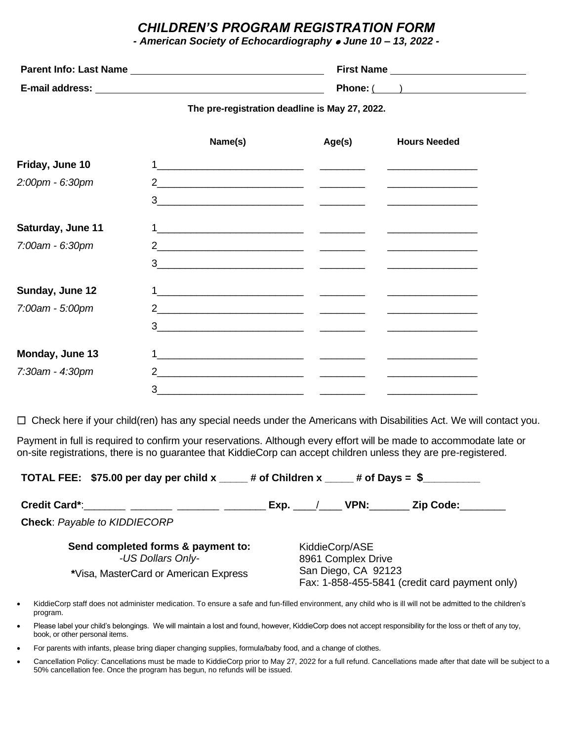# *CHILDREN'S PROGRAM REGISTRATION FORM*

***- American Society of Echocardiography • June 10 – 13, 2022 -***

**Parent Info: Last Name** ______________________________ **First Name** ______________________

**E-mail address:** ____________________________________ **Phone:** ( ) ______________________

**The pre-registration deadline is May 27, 2022.**

| | Name(s) | Age(s) | Hours Needed |
|---|---|---|---|
| **Friday, June 10** | 1________________________ | ________ | ________________ |
| *2:00pm - 6:30pm* | 2________________________ | ________ | ________________ |
| | 3________________________ | ________ | ________________ |
| **Saturday, June 11** | 1________________________ | ________ | ________________ |
| *7:00am - 6:30pm* | 2________________________ | ________ | ________________ |
| | 3________________________ | ________ | ________________ |
| **Sunday, June 12** | 1________________________ | ________ | ________________ |
| *7:00am - 5:00pm* | 2________________________ | ________ | ________________ |
| | 3________________________ | ________ | ________________ |
| **Monday, June 13** | 1________________________ | ________ | ________________ |
| *7:30am - 4:30pm* | 2________________________ | ________ | ________________ |
| | 3________________________ | ________ | ________________ |

☐ Check here if your child(ren) has any special needs under the Americans with Disabilities Act. We will contact you.

Payment in full is required to confirm your reservations. Although every effort will be made to accommodate late or on-site registrations, there is no guarantee that KiddieCorp can accept children unless they are pre-registered.

**TOTAL FEE: $75.00 per day per child x _____ # of Children x _____ # of Days = $__________**

**Credit Card***:_______ _______ _______ _______ **Exp.** ____/____ **VPN:**_______ **Zip Code:**________

**Check**: *Payable to KIDDIECORP*

**Send completed forms & payment to:**
*-US Dollars Only-*
***Visa, MasterCard or American Express**

KiddieCorp/ASE
8961 Complex Drive
San Diego, CA 92123
Fax: 1-858-455-5841 (credit card payment only)

- KiddieCorp staff does not administer medication. To ensure a safe and fun-filled environment, any child who is ill will not be admitted to the children's program.
- Please label your child's belongings. We will maintain a lost and found, however, KiddieCorp does not accept responsibility for the loss or theft of any toy, book, or other personal items.
- For parents with infants, please bring diaper changing supplies, formula/baby food, and a change of clothes.
- Cancellation Policy: Cancellations must be made to KiddieCorp prior to May 27, 2022 for a full refund. Cancellations made after that date will be subject to a 50% cancellation fee. Once the program has begun, no refunds will be issued.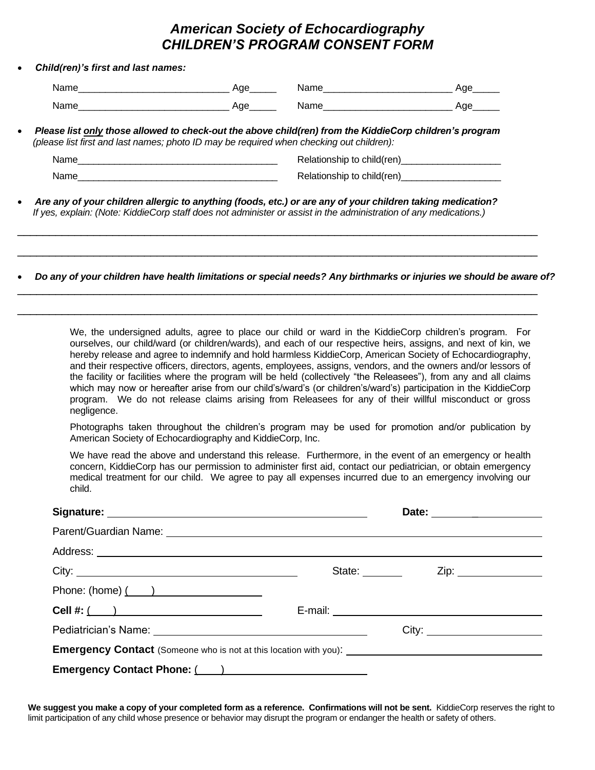# *American Society of Echocardiography*
# *CHILDREN'S PROGRAM CONSENT FORM*

- ***Child(ren)'s first and last names:***

  Name____________________________ Age_____ Name________________________ Age_____

  Name____________________________ Age_____ Name________________________ Age_____

- ***Please list only those allowed to check-out the above child(ren) from the KiddieCorp children's program*** *(please list first and last names; photo ID may be required when checking out children):*

  Name______________________________________ Relationship to child(ren)___________________

  Name______________________________________ Relationship to child(ren)___________________

- ***Are any of your children allergic to anything (foods, etc.) or are any of your children taking medication?*** *If yes, explain: (Note: KiddieCorp staff does not administer or assist in the administration of any medications.)*

_____________________________________________________________________________________________

_____________________________________________________________________________________________

- ***Do any of your children have health limitations or special needs? Any birthmarks or injuries we should be aware of?***

_____________________________________________________________________________________________

_____________________________________________________________________________________________

We, the undersigned adults, agree to place our child or ward in the KiddieCorp children's program. For ourselves, our child/ward (or children/wards), and each of our respective heirs, assigns, and next of kin, we hereby release and agree to indemnify and hold harmless KiddieCorp, American Society of Echocardiography, and their respective officers, directors, agents, employees, assigns, vendors, and the owners and/or lessors of the facility or facilities where the program will be held (collectively "the Releasees"), from any and all claims which may now or hereafter arise from our child's/ward's (or children's/ward's) participation in the KiddieCorp program. We do not release claims arising from Releasees for any of their willful misconduct or gross negligence.

Photographs taken throughout the children's program may be used for promotion and/or publication by American Society of Echocardiography and KiddieCorp, Inc.

We have read the above and understand this release. Furthermore, in the event of an emergency or health concern, KiddieCorp has our permission to administer first aid, contact our pediatrician, or obtain emergency medical treatment for our child. We agree to pay all expenses incurred due to an emergency involving our child.

**Signature:** ______________________________________ **Date:** ____________

Parent/Guardian Name: ______________________________________________________

Address: __________________________________________________________________

City: ______________________________ State: _______ Zip: ______________

Phone: (home) (    ) ___________________

**Cell #:** (    ) ___________________ E-mail: ______________________________

Pediatrician's Name: ______________________________ City: __________________

**Emergency Contact** (Someone who is not at this location with you): ______________________________

**Emergency Contact Phone:** (    ) ______________________

**We suggest you make a copy of your completed form as a reference. Confirmations will not be sent.** KiddieCorp reserves the right to limit participation of any child whose presence or behavior may disrupt the program or endanger the health or safety of others.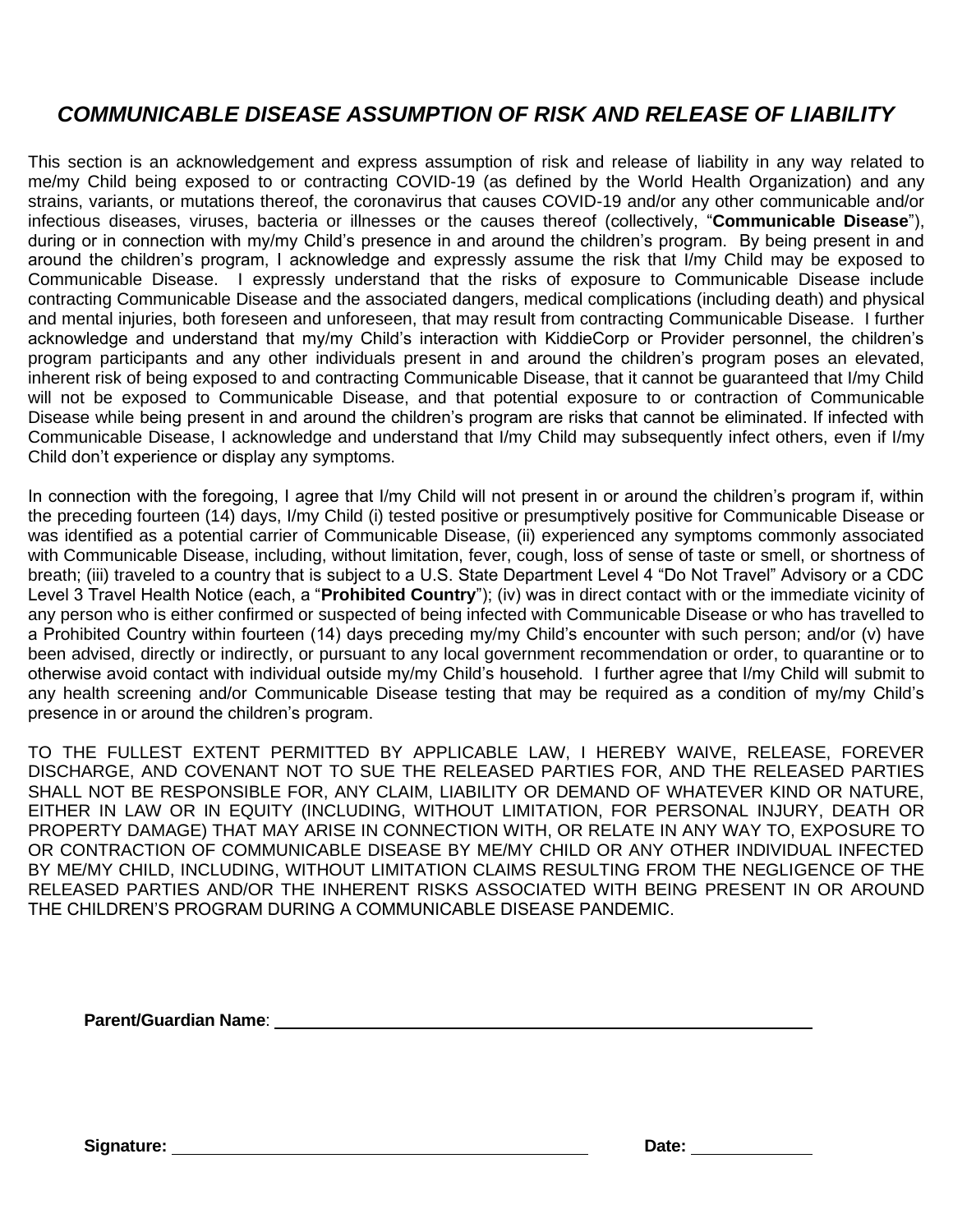# ***COMMUNICABLE DISEASE ASSUMPTION OF RISK AND RELEASE OF LIABILITY***

This section is an acknowledgement and express assumption of risk and release of liability in any way related to me/my Child being exposed to or contracting COVID-19 (as defined by the World Health Organization) and any strains, variants, or mutations thereof, the coronavirus that causes COVID-19 and/or any other communicable and/or infectious diseases, viruses, bacteria or illnesses or the causes thereof (collectively, "**Communicable Disease**"), during or in connection with my/my Child's presence in and around the children's program. By being present in and around the children's program, I acknowledge and expressly assume the risk that I/my Child may be exposed to Communicable Disease. I expressly understand that the risks of exposure to Communicable Disease include contracting Communicable Disease and the associated dangers, medical complications (including death) and physical and mental injuries, both foreseen and unforeseen, that may result from contracting Communicable Disease. I further acknowledge and understand that my/my Child's interaction with KiddieCorp or Provider personnel, the children's program participants and any other individuals present in and around the children's program poses an elevated, inherent risk of being exposed to and contracting Communicable Disease, that it cannot be guaranteed that I/my Child will not be exposed to Communicable Disease, and that potential exposure to or contraction of Communicable Disease while being present in and around the children's program are risks that cannot be eliminated. If infected with Communicable Disease, I acknowledge and understand that I/my Child may subsequently infect others, even if I/my Child don't experience or display any symptoms.

In connection with the foregoing, I agree that I/my Child will not present in or around the children's program if, within the preceding fourteen (14) days, I/my Child (i) tested positive or presumptively positive for Communicable Disease or was identified as a potential carrier of Communicable Disease, (ii) experienced any symptoms commonly associated with Communicable Disease, including, without limitation, fever, cough, loss of sense of taste or smell, or shortness of breath; (iii) traveled to a country that is subject to a U.S. State Department Level 4 "Do Not Travel" Advisory or a CDC Level 3 Travel Health Notice (each, a "**Prohibited Country**"); (iv) was in direct contact with or the immediate vicinity of any person who is either confirmed or suspected of being infected with Communicable Disease or who has travelled to a Prohibited Country within fourteen (14) days preceding my/my Child's encounter with such person; and/or (v) have been advised, directly or indirectly, or pursuant to any local government recommendation or order, to quarantine or to otherwise avoid contact with individual outside my/my Child's household. I further agree that I/my Child will submit to any health screening and/or Communicable Disease testing that may be required as a condition of my/my Child's presence in or around the children's program.

TO THE FULLEST EXTENT PERMITTED BY APPLICABLE LAW, I HEREBY WAIVE, RELEASE, FOREVER DISCHARGE, AND COVENANT NOT TO SUE THE RELEASED PARTIES FOR, AND THE RELEASED PARTIES SHALL NOT BE RESPONSIBLE FOR, ANY CLAIM, LIABILITY OR DEMAND OF WHATEVER KIND OR NATURE, EITHER IN LAW OR IN EQUITY (INCLUDING, WITHOUT LIMITATION, FOR PERSONAL INJURY, DEATH OR PROPERTY DAMAGE) THAT MAY ARISE IN CONNECTION WITH, OR RELATE IN ANY WAY TO, EXPOSURE TO OR CONTRACTION OF COMMUNICABLE DISEASE BY ME/MY CHILD OR ANY OTHER INDIVIDUAL INFECTED BY ME/MY CHILD, INCLUDING, WITHOUT LIMITATION CLAIMS RESULTING FROM THE NEGLIGENCE OF THE RELEASED PARTIES AND/OR THE INHERENT RISKS ASSOCIATED WITH BEING PRESENT IN OR AROUND THE CHILDREN'S PROGRAM DURING A COMMUNICABLE DISEASE PANDEMIC.

**Parent/Guardian Name**: ____________________________________________

**Signature:** ________________________________ **Date:** ____________